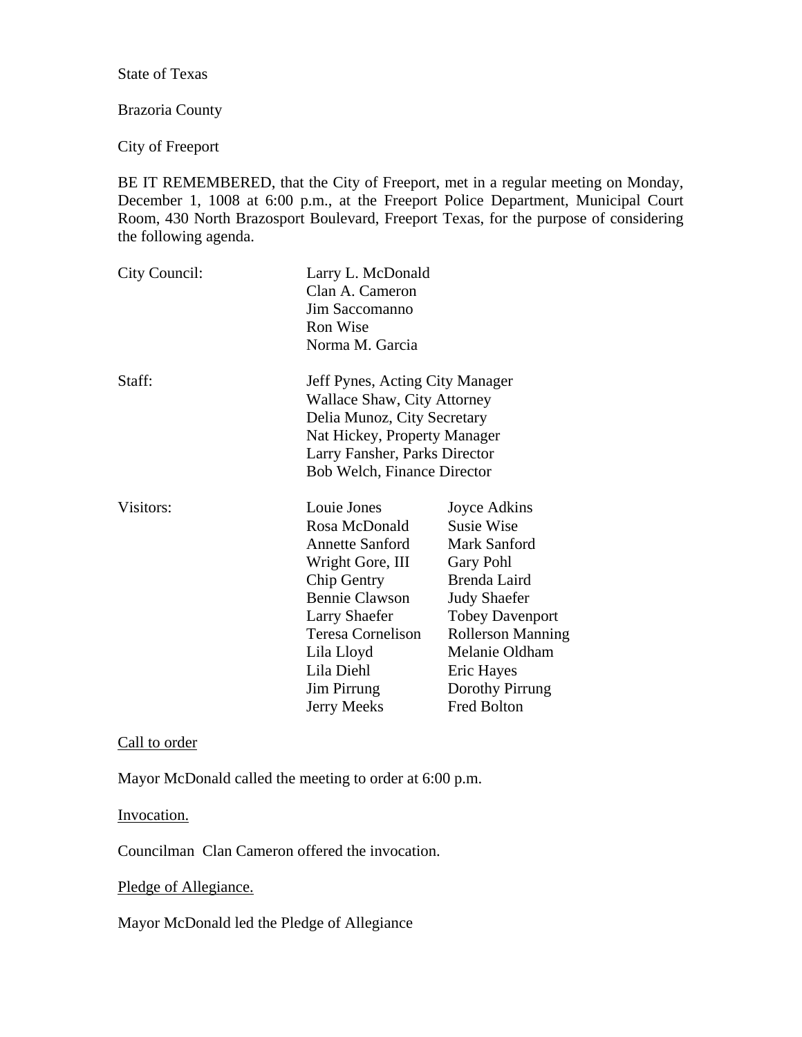State of Texas

Brazoria County

City of Freeport

BE IT REMEMBERED, that the City of Freeport, met in a regular meeting on Monday, December 1, 1008 at 6:00 p.m., at the Freeport Police Department, Municipal Court Room, 430 North Brazosport Boulevard, Freeport Texas, for the purpose of considering the following agenda.

| | | |
|---|---|---|
| City Council: | Larry L. McDonald | |
| | Clan A. Cameron | |
| | Jim Saccomanno | |
| | Ron Wise | |
| | Norma M. Garcia | |
| Staff: | Jeff Pynes, Acting City Manager | |
| | Wallace Shaw, City Attorney | |
| | Delia Munoz, City Secretary | |
| | Nat Hickey, Property Manager | |
| | Larry Fansher, Parks Director | |
| | Bob Welch, Finance Director | |
| Visitors: | Louie Jones | Joyce Adkins |
| | Rosa McDonald | Susie Wise |
| | Annette Sanford | Mark Sanford |
| | Wright Gore, III | Gary Pohl |
| | Chip Gentry | Brenda Laird |
| | Bennie Clawson | Judy Shaefer |
| | Larry Shaefer | Tobey Davenport |
| | Teresa Cornelison | Rollerson Manning |
| | Lila Lloyd | Melanie Oldham |
| | Lila Diehl | Eric Hayes |
| | Jim Pirrung | Dorothy Pirrung |
| | Jerry Meeks | Fred Bolton |

Call to order

Mayor McDonald called the meeting to order at 6:00 p.m.

Invocation.

Councilman Clan Cameron offered the invocation.

Pledge of Allegiance.

Mayor McDonald led the Pledge of Allegiance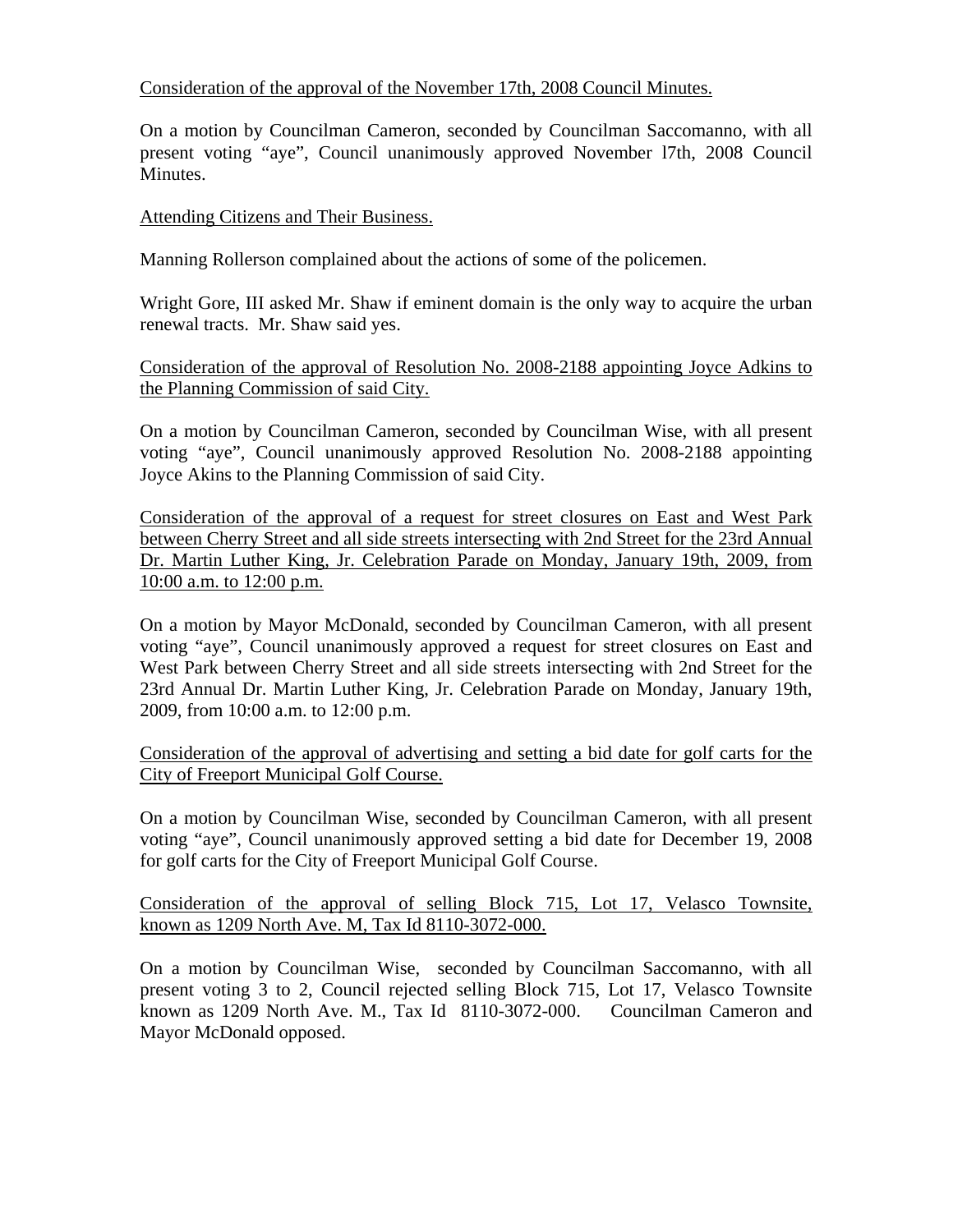Consideration of the approval of the November 17th, 2008 Council Minutes.

On a motion by Councilman Cameron, seconded by Councilman Saccomanno, with all present voting "aye", Council unanimously approved November l7th, 2008 Council Minutes.

Attending Citizens and Their Business.

Manning Rollerson complained about the actions of some of the policemen.

Wright Gore, III asked Mr. Shaw if eminent domain is the only way to acquire the urban renewal tracts. Mr. Shaw said yes.

Consideration of the approval of Resolution No. 2008-2188 appointing Joyce Adkins to the Planning Commission of said City.

On a motion by Councilman Cameron, seconded by Councilman Wise, with all present voting "aye", Council unanimously approved Resolution No. 2008-2188 appointing Joyce Akins to the Planning Commission of said City.

Consideration of the approval of a request for street closures on East and West Park between Cherry Street and all side streets intersecting with 2nd Street for the 23rd Annual Dr. Martin Luther King, Jr. Celebration Parade on Monday, January 19th, 2009, from 10:00 a.m. to 12:00 p.m.

On a motion by Mayor McDonald, seconded by Councilman Cameron, with all present voting "aye", Council unanimously approved a request for street closures on East and West Park between Cherry Street and all side streets intersecting with 2nd Street for the 23rd Annual Dr. Martin Luther King, Jr. Celebration Parade on Monday, January 19th, 2009, from 10:00 a.m. to 12:00 p.m.

Consideration of the approval of advertising and setting a bid date for golf carts for the City of Freeport Municipal Golf Course.

On a motion by Councilman Wise, seconded by Councilman Cameron, with all present voting "aye", Council unanimously approved setting a bid date for December 19, 2008 for golf carts for the City of Freeport Municipal Golf Course.

Consideration of the approval of selling Block 715, Lot 17, Velasco Townsite, known as 1209 North Ave. M, Tax Id 8110-3072-000.

On a motion by Councilman Wise, seconded by Councilman Saccomanno, with all present voting 3 to 2, Council rejected selling Block 715, Lot 17, Velasco Townsite known as 1209 North Ave. M., Tax Id 8110-3072-000. Councilman Cameron and Mayor McDonald opposed.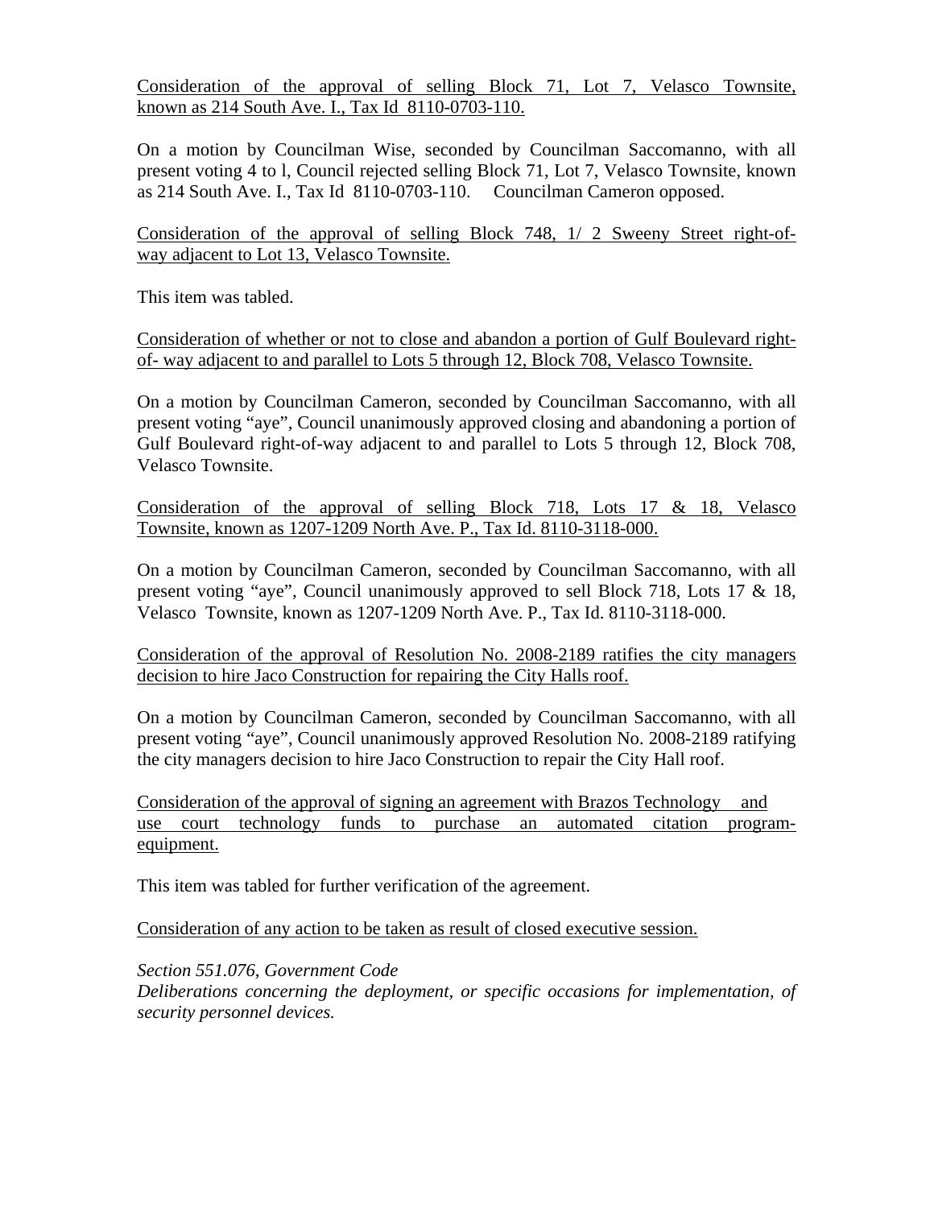<u>Consideration of the approval of selling Block 71, Lot 7, Velasco Townsite, known as 214 South Ave. I., Tax Id 8110-0703-110.</u>

On a motion by Councilman Wise, seconded by Councilman Saccomanno, with all present voting 4 to l, Council rejected selling Block 71, Lot 7, Velasco Townsite, known as 214 South Ave. I., Tax Id 8110-0703-110. Councilman Cameron opposed.

<u>Consideration of the approval of selling Block 748, 1/ 2 Sweeny Street right-of-way adjacent to Lot 13, Velasco Townsite.</u>

This item was tabled.

<u>Consideration of whether or not to close and abandon a portion of Gulf Boulevard right-of- way adjacent to and parallel to Lots 5 through 12, Block 708, Velasco Townsite.</u>

On a motion by Councilman Cameron, seconded by Councilman Saccomanno, with all present voting "aye", Council unanimously approved closing and abandoning a portion of Gulf Boulevard right-of-way adjacent to and parallel to Lots 5 through 12, Block 708, Velasco Townsite.

<u>Consideration of the approval of selling Block 718, Lots 17 & 18, Velasco Townsite, known as 1207-1209 North Ave. P., Tax Id. 8110-3118-000.</u>

On a motion by Councilman Cameron, seconded by Councilman Saccomanno, with all present voting "aye", Council unanimously approved to sell Block 718, Lots 17 & 18, Velasco Townsite, known as 1207-1209 North Ave. P., Tax Id. 8110-3118-000.

<u>Consideration of the approval of Resolution No. 2008-2189 ratifies the city managers decision to hire Jaco Construction for repairing the City Halls roof.</u>

On a motion by Councilman Cameron, seconded by Councilman Saccomanno, with all present voting "aye", Council unanimously approved Resolution No. 2008-2189 ratifying the city managers decision to hire Jaco Construction to repair the City Hall roof.

<u>Consideration of the approval of signing an agreement with Brazos Technology and use court technology funds to purchase an automated citation program-equipment.</u>

This item was tabled for further verification of the agreement.

<u>Consideration of any action to be taken as result of closed executive session.</u>

*Section 551.076, Government Code*
*Deliberations concerning the deployment, or specific occasions for implementation, of security personnel devices.*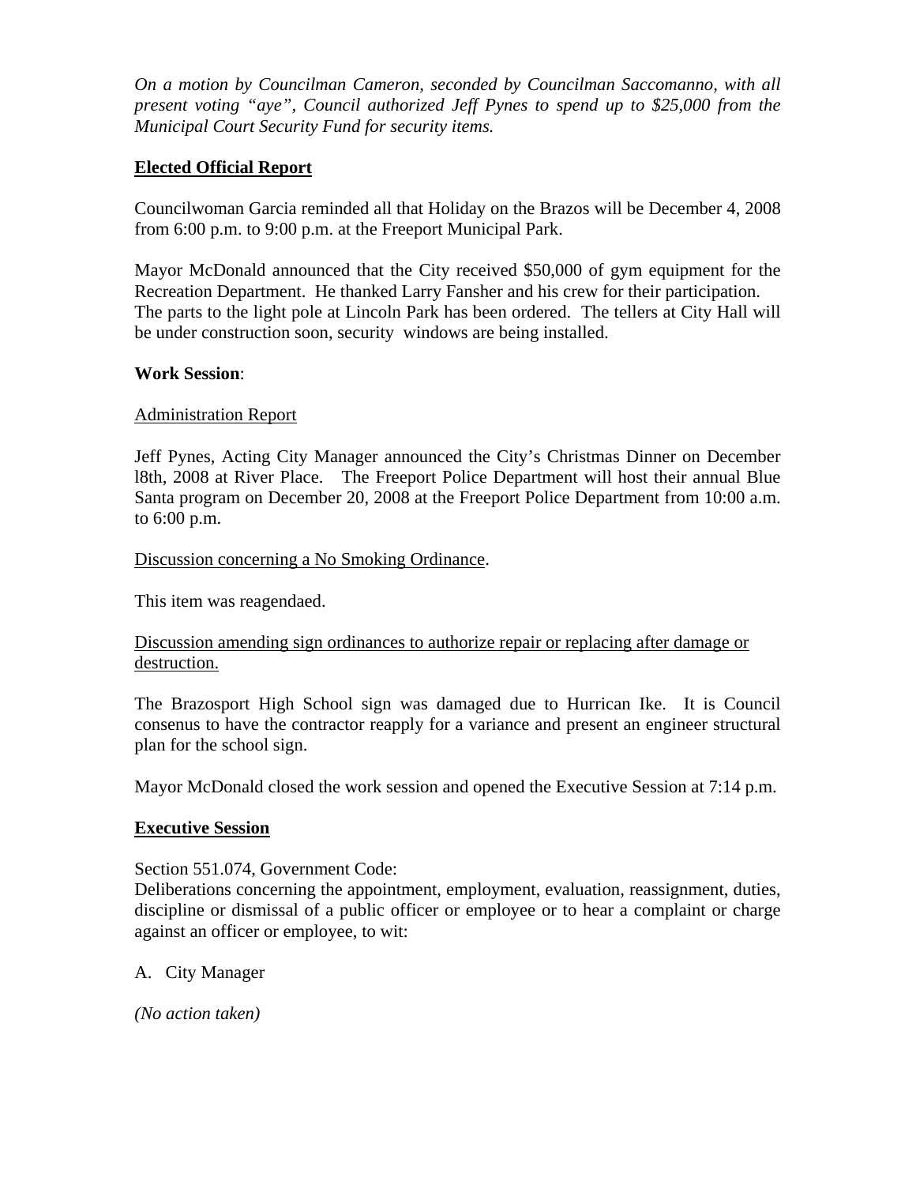*On a motion by Councilman Cameron, seconded by Councilman Saccomanno, with all present voting "aye", Council authorized Jeff Pynes to spend up to $25,000 from the Municipal Court Security Fund for security items.*

**<u>Elected Official Report</u>**

Councilwoman Garcia reminded all that Holiday on the Brazos will be December 4, 2008 from 6:00 p.m. to 9:00 p.m. at the Freeport Municipal Park.

Mayor McDonald announced that the City received $50,000 of gym equipment for the Recreation Department. He thanked Larry Fansher and his crew for their participation. The parts to the light pole at Lincoln Park has been ordered. The tellers at City Hall will be under construction soon, security windows are being installed.

**Work Session**:

<u>Administration Report</u>

Jeff Pynes, Acting City Manager announced the City's Christmas Dinner on December l8th, 2008 at River Place. The Freeport Police Department will host their annual Blue Santa program on December 20, 2008 at the Freeport Police Department from 10:00 a.m. to 6:00 p.m.

<u>Discussion concerning a No Smoking Ordinance</u>.

This item was reagendaed.

<u>Discussion amending sign ordinances to authorize repair or replacing after damage or destruction.</u>

The Brazosport High School sign was damaged due to Hurrican Ike. It is Council consenus to have the contractor reapply for a variance and present an engineer structural plan for the school sign.

Mayor McDonald closed the work session and opened the Executive Session at 7:14 p.m.

**<u>Executive Session</u>**

Section 551.074, Government Code:
Deliberations concerning the appointment, employment, evaluation, reassignment, duties, discipline or dismissal of a public officer or employee or to hear a complaint or charge against an officer or employee, to wit:

A. City Manager

*(No action taken)*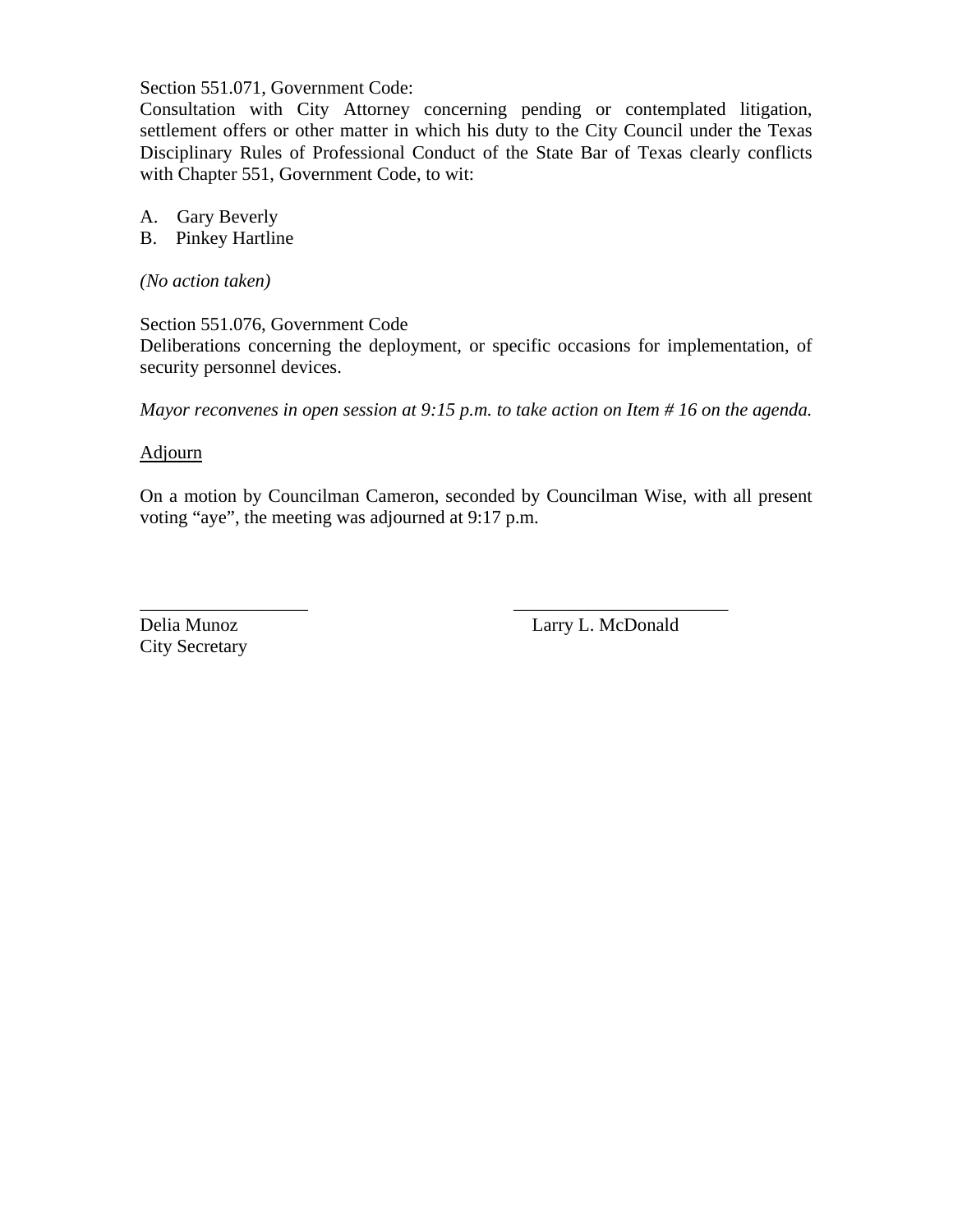Section 551.071, Government Code:
Consultation with City Attorney concerning pending or contemplated litigation, settlement offers or other matter in which his duty to the City Council under the Texas Disciplinary Rules of Professional Conduct of the State Bar of Texas clearly conflicts with Chapter 551, Government Code, to wit:

A. Gary Beverly
B. Pinkey Hartline

*(No action taken)*

Section 551.076, Government Code
Deliberations concerning the deployment, or specific occasions for implementation, of security personnel devices.

*Mayor reconvenes in open session at 9:15 p.m. to take action on Item # 16 on the agenda.*

<u>Adjourn</u>

On a motion by Councilman Cameron, seconded by Councilman Wise, with all present voting "aye", the meeting was adjourned at 9:17 p.m.

| | |
|---|---|
| ___________________ | ________________________ |
| Delia Munoz | Larry L. McDonald |
| City Secretary | |